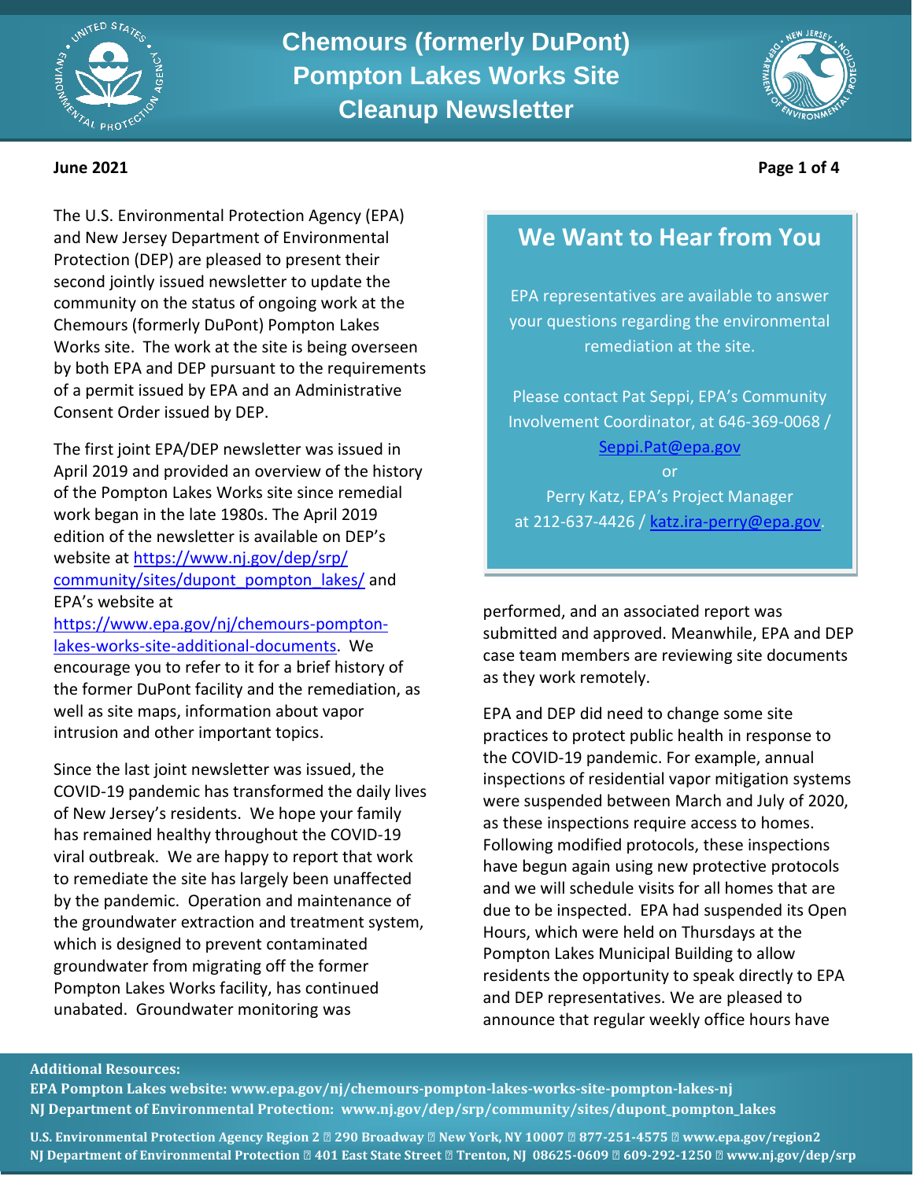# Chemours (formerly DuPont) Pompton Lakes Works Site Cleanup Newsletter

**June 2021**

The U.S. Environmental Protection Agency (EPA) and New Jersey Department of Environmental Protection (DEP) are pleased to present their second jointly issued newsletter to update the community on the status of ongoing work at the Chemours (formerly DuPont) Pompton Lakes Works site. The work at the site is being overseen by both EPA and DEP pursuant to the requirements of a permit issued by EPA and an Administrative Consent Order issued by DEP.

The first joint EPA/DEP newsletter was issued in April 2019 and provided an overview of the history of the Pompton Lakes Works site since remedial work began in the late 1980s. The April 2019 edition of the newsletter is available on DEP's website at https://www.nj.gov/dep/srp/community/sites/dupont_pompton_lakes/ and EPA's website at https://www.epa.gov/nj/chemours-pompton-lakes-works-site-additional-documents. We encourage you to refer to it for a brief history of the former DuPont facility and the remediation, as well as site maps, information about vapor intrusion and other important topics.

Since the last joint newsletter was issued, the COVID-19 pandemic has transformed the daily lives of New Jersey's residents. We hope your family has remained healthy throughout the COVID-19 viral outbreak. We are happy to report that work to remediate the site has largely been unaffected by the pandemic. Operation and maintenance of the groundwater extraction and treatment system, which is designed to prevent contaminated groundwater from migrating off the former Pompton Lakes Works facility, has continued unabated. Groundwater monitoring was performed, and an associated report was submitted and approved. Meanwhile, EPA and DEP case team members are reviewing site documents as they work remotely.

EPA and DEP did need to change some site practices to protect public health in response to the COVID-19 pandemic. For example, annual inspections of residential vapor mitigation systems were suspended between March and July of 2020, as these inspections require access to homes. Following modified protocols, these inspections have begun again using new protective protocols and we will schedule visits for all homes that are due to be inspected. EPA had suspended its Open Hours, which were held on Thursdays at the Pompton Lakes Municipal Building to allow residents the opportunity to speak directly to EPA and DEP representatives. We are pleased to announce that regular weekly office hours have

## We Want to Hear from You

EPA representatives are available to answer your questions regarding the environmental remediation at the site.

Please contact Pat Seppi, EPA's Community Involvement Coordinator, at 646-369-0068 / Seppi.Pat@epa.gov

or

Perry Katz, EPA's Project Manager at 212-637-4426 / katz.ira-perry@epa.gov.

**Additional Resources:**
**EPA Pompton Lakes website: www.epa.gov/nj/chemours-pompton-lakes-works-site-pompton-lakes-nj**
**NJ Department of Environmental Protection: www.nj.gov/dep/srp/community/sites/dupont_pompton_lakes**

**U.S. Environmental Protection Agency Region 2 • 290 Broadway • New York, NY 10007 • 877-251-4575 • www.epa.gov/region2**
**NJ Department of Environmental Protection • 401 East State Street • Trenton, NJ 08625-0609 • 609-292-1250 • www.nj.gov/dep/srp**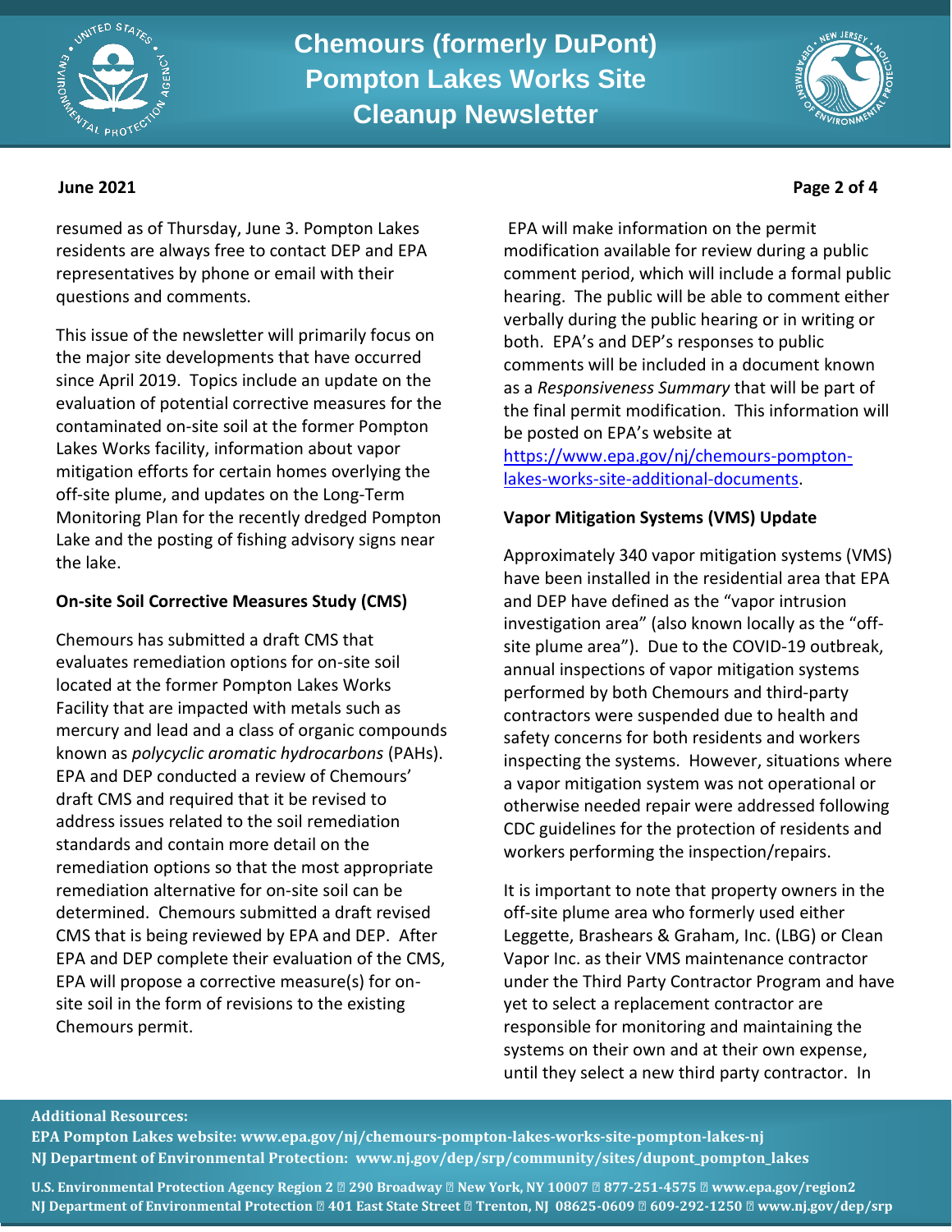resumed as of Thursday, June 3. Pompton Lakes residents are always free to contact DEP and EPA representatives by phone or email with their questions and comments.

This issue of the newsletter will primarily focus on the major site developments that have occurred since April 2019. Topics include an update on the evaluation of potential corrective measures for the contaminated on-site soil at the former Pompton Lakes Works facility, information about vapor mitigation efforts for certain homes overlying the off-site plume, and updates on the Long-Term Monitoring Plan for the recently dredged Pompton Lake and the posting of fishing advisory signs near the lake.

**On-site Soil Corrective Measures Study (CMS)**

Chemours has submitted a draft CMS that evaluates remediation options for on-site soil located at the former Pompton Lakes Works Facility that are impacted with metals such as mercury and lead and a class of organic compounds known as *polycyclic aromatic hydrocarbons* (PAHs). EPA and DEP conducted a review of Chemours' draft CMS and required that it be revised to address issues related to the soil remediation standards and contain more detail on the remediation options so that the most appropriate remediation alternative for on-site soil can be determined. Chemours submitted a draft revised CMS that is being reviewed by EPA and DEP. After EPA and DEP complete their evaluation of the CMS, EPA will propose a corrective measure(s) for on-site soil in the form of revisions to the existing Chemours permit.

EPA will make information on the permit modification available for review during a public comment period, which will include a formal public hearing. The public will be able to comment either verbally during the public hearing or in writing or both. EPA's and DEP's responses to public comments will be included in a document known as a *Responsiveness Summary* that will be part of the final permit modification. This information will be posted on EPA's website at https://www.epa.gov/nj/chemours-pompton-lakes-works-site-additional-documents.

**Vapor Mitigation Systems (VMS) Update**

Approximately 340 vapor mitigation systems (VMS) have been installed in the residential area that EPA and DEP have defined as the "vapor intrusion investigation area" (also known locally as the "off-site plume area"). Due to the COVID-19 outbreak, annual inspections of vapor mitigation systems performed by both Chemours and third-party contractors were suspended due to health and safety concerns for both residents and workers inspecting the systems. However, situations where a vapor mitigation system was not operational or otherwise needed repair were addressed following CDC guidelines for the protection of residents and workers performing the inspection/repairs.

It is important to note that property owners in the off-site plume area who formerly used either Leggette, Brashears & Graham, Inc. (LBG) or Clean Vapor Inc. as their VMS maintenance contractor under the Third Party Contractor Program and have yet to select a replacement contractor are responsible for monitoring and maintaining the systems on their own and at their own expense, until they select a new third party contractor. In

**Additional Resources:**

**EPA Pompton Lakes website: www.epa.gov/nj/chemours-pompton-lakes-works-site-pompton-lakes-nj**

**NJ Department of Environmental Protection: www.nj.gov/dep/srp/community/sites/dupont_pompton_lakes**

**U.S. Environmental Protection Agency Region 2 ▫ 290 Broadway ▫ New York, NY 10007 ▫ 877-251-4575 ▫ www.epa.gov/region2**

**NJ Department of Environmental Protection ▫ 401 East State Street ▫ Trenton, NJ 08625-0609 ▫ 609-292-1250 ▫ www.nj.gov/dep/srp**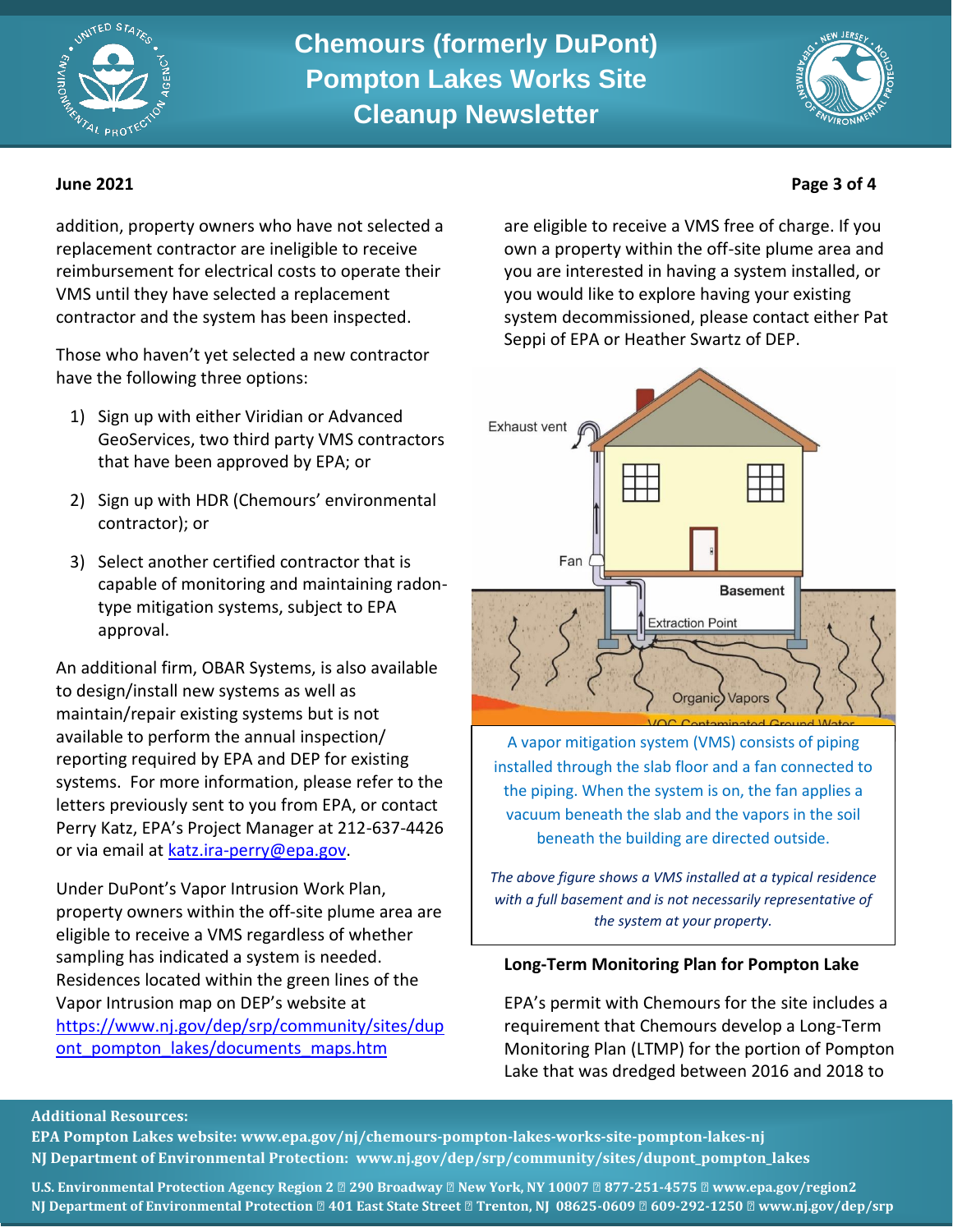addition, property owners who have not selected a replacement contractor are ineligible to receive reimbursement for electrical costs to operate their VMS until they have selected a replacement contractor and the system has been inspected.

Those who haven't yet selected a new contractor have the following three options:

1) Sign up with either Viridian or Advanced GeoServices, two third party VMS contractors that have been approved by EPA; or

2) Sign up with HDR (Chemours' environmental contractor); or

3) Select another certified contractor that is capable of monitoring and maintaining radon-type mitigation systems, subject to EPA approval.

An additional firm, OBAR Systems, is also available to design/install new systems as well as maintain/repair existing systems but is not available to perform the annual inspection/reporting required by EPA and DEP for existing systems. For more information, please refer to the letters previously sent to you from EPA, or contact Perry Katz, EPA's Project Manager at 212-637-4426 or via email at katz.ira-perry@epa.gov.

Under DuPont's Vapor Intrusion Work Plan, property owners within the off-site plume area are eligible to receive a VMS regardless of whether sampling has indicated a system is needed. Residences located within the green lines of the Vapor Intrusion map on DEP's website at https://www.nj.gov/dep/srp/community/sites/dupont_pompton_lakes/documents_maps.htm are eligible to receive a VMS free of charge. If you own a property within the off-site plume area and you are interested in having a system installed, or you would like to explore having your existing system decommissioned, please contact either Pat Seppi of EPA or Heather Swartz of DEP.

A vapor mitigation system (VMS) consists of piping installed through the slab floor and a fan connected to the piping. When the system is on, the fan applies a vacuum beneath the slab and the vapors in the soil beneath the building are directed outside.

*The above figure shows a VMS installed at a typical residence with a full basement and is not necessarily representative of the system at your property.*

### Long-Term Monitoring Plan for Pompton Lake

EPA's permit with Chemours for the site includes a requirement that Chemours develop a Long-Term Monitoring Plan (LTMP) for the portion of Pompton Lake that was dredged between 2016 and 2018 to

**Additional Resources:**
**EPA Pompton Lakes website: www.epa.gov/nj/chemours-pompton-lakes-works-site-pompton-lakes-nj**
**NJ Department of Environmental Protection: www.nj.gov/dep/srp/community/sites/dupont_pompton_lakes**

**U.S. Environmental Protection Agency Region 2 • 290 Broadway • New York, NY 10007 • 877-251-4575 • www.epa.gov/region2**
**NJ Department of Environmental Protection • 401 East State Street • Trenton, NJ 08625-0609 • 609-292-1250 • www.nj.gov/dep/srp**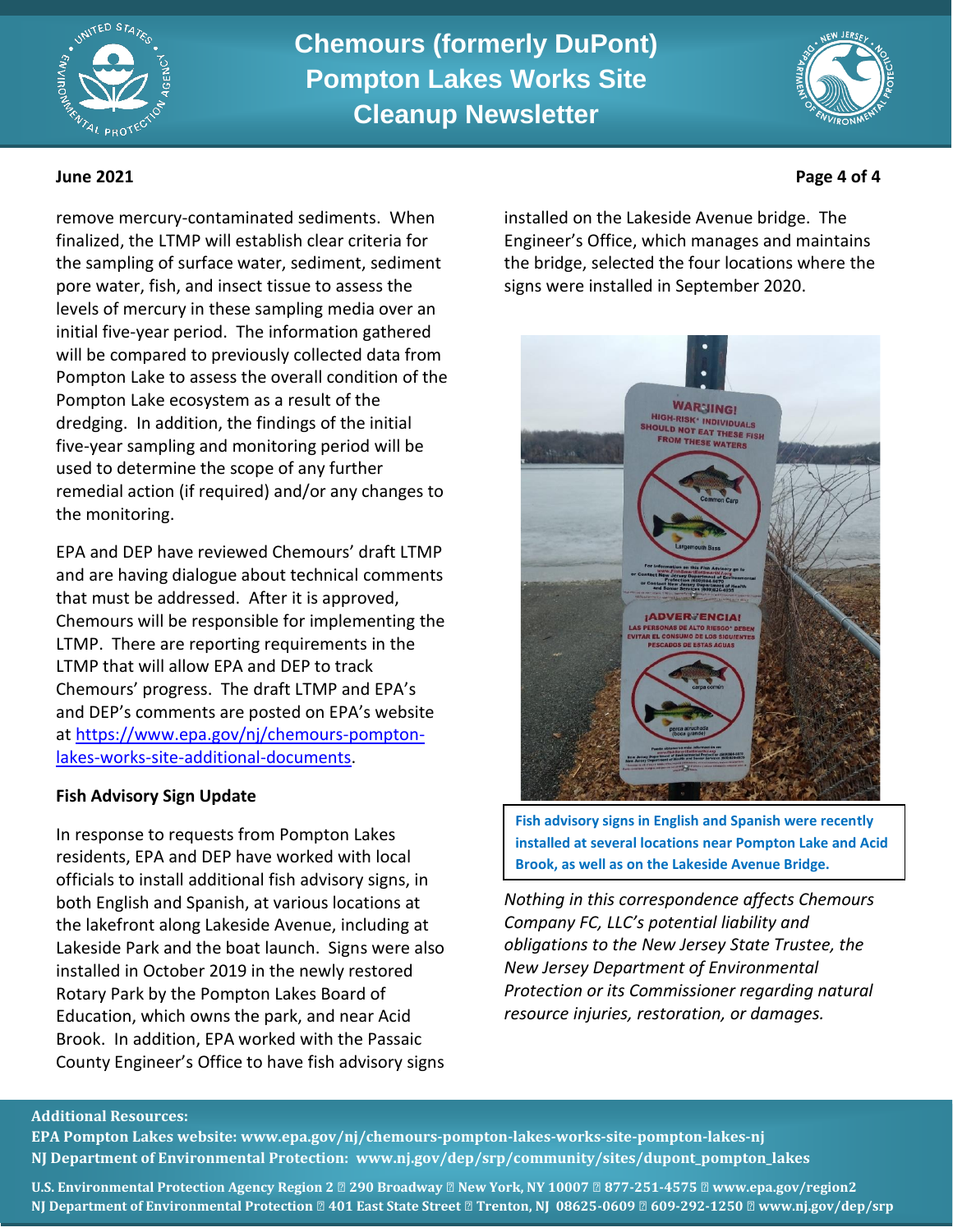remove mercury-contaminated sediments. When finalized, the LTMP will establish clear criteria for the sampling of surface water, sediment, sediment pore water, fish, and insect tissue to assess the levels of mercury in these sampling media over an initial five-year period. The information gathered will be compared to previously collected data from Pompton Lake to assess the overall condition of the Pompton Lake ecosystem as a result of the dredging. In addition, the findings of the initial five-year sampling and monitoring period will be used to determine the scope of any further remedial action (if required) and/or any changes to the monitoring.

EPA and DEP have reviewed Chemours' draft LTMP and are having dialogue about technical comments that must be addressed. After it is approved, Chemours will be responsible for implementing the LTMP. There are reporting requirements in the LTMP that will allow EPA and DEP to track Chemours' progress. The draft LTMP and EPA's and DEP's comments are posted on EPA's website at [https://www.epa.gov/nj/chemours-pompton-lakes-works-site-additional-documents](https://www.epa.gov/nj/chemours-pompton-lakes-works-site-additional-documents).

### Fish Advisory Sign Update

In response to requests from Pompton Lakes residents, EPA and DEP have worked with local officials to install additional fish advisory signs, in both English and Spanish, at various locations at the lakefront along Lakeside Avenue, including at Lakeside Park and the boat launch. Signs were also installed in October 2019 in the newly restored Rotary Park by the Pompton Lakes Board of Education, which owns the park, and near Acid Brook. In addition, EPA worked with the Passaic County Engineer's Office to have fish advisory signs installed on the Lakeside Avenue bridge. The Engineer's Office, which manages and maintains the bridge, selected the four locations where the signs were installed in September 2020.

**Fish advisory signs in English and Spanish were recently installed at several locations near Pompton Lake and Acid Brook, as well as on the Lakeside Avenue Bridge.**

*Nothing in this correspondence affects Chemours Company FC, LLC's potential liability and obligations to the New Jersey State Trustee, the New Jersey Department of Environmental Protection or its Commissioner regarding natural resource injuries, restoration, or damages.*

**Additional Resources:**

**EPA Pompton Lakes website: www.epa.gov/nj/chemours-pompton-lakes-works-site-pompton-lakes-nj**

**NJ Department of Environmental Protection: www.nj.gov/dep/srp/community/sites/dupont_pompton_lakes**

**U.S. Environmental Protection Agency Region 2 ▪ 290 Broadway ▪ New York, NY 10007 ▪ 877-251-4575 ▪ www.epa.gov/region2**

**NJ Department of Environmental Protection ▪ 401 East State Street ▪ Trenton, NJ 08625-0609 ▪ 609-292-1250 ▪ www.nj.gov/dep/srp**